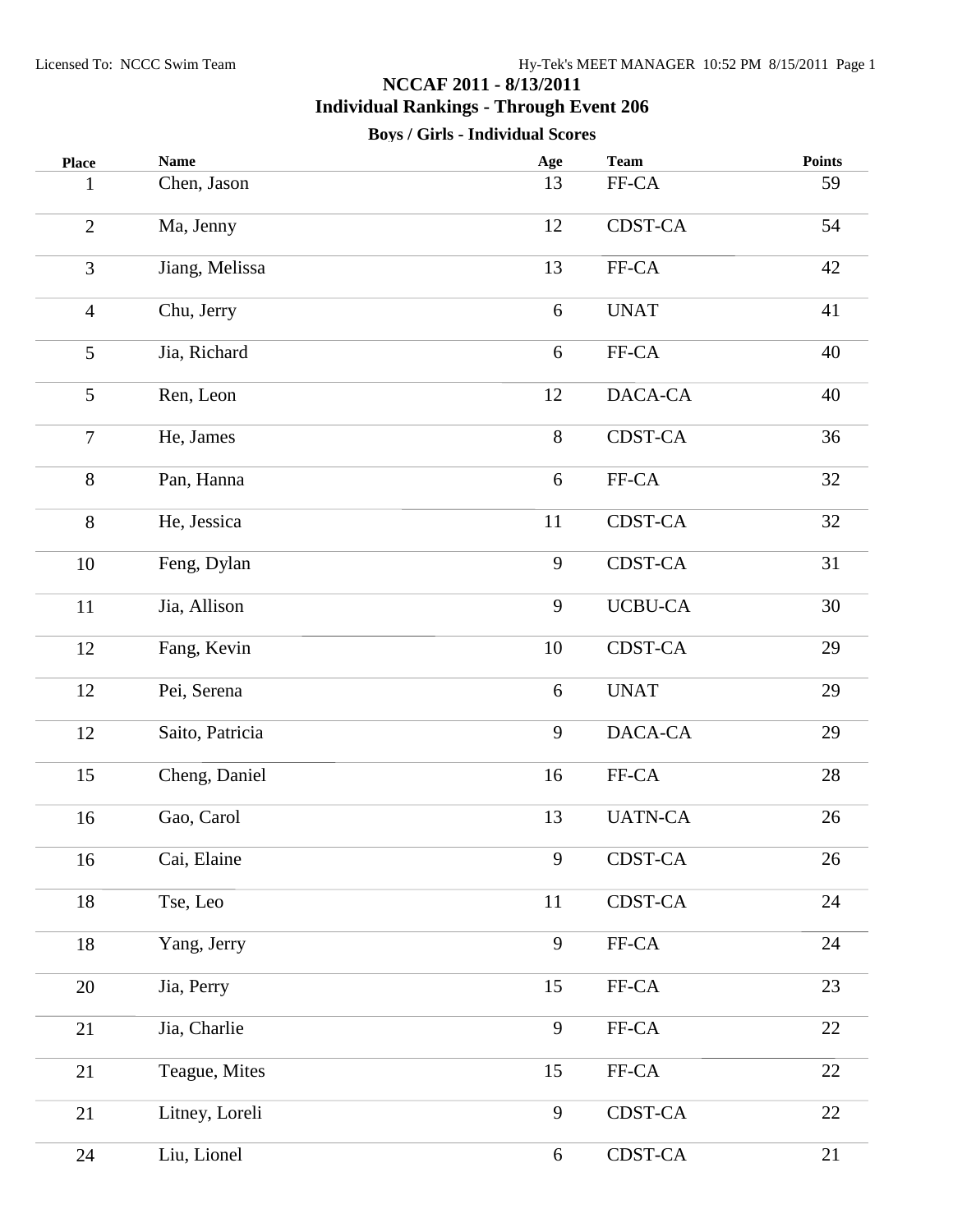# NCCAF 2011 - 8/13/2011

## Individual Rankings - Through Event 206

### Boys / Girls - Individual Scores

| Place | Name | Age | Team | Points |
|---|---|---|---|---|
| 1 | Chen, Jason | 13 | FF-CA | 59 |
| 2 | Ma, Jenny | 12 | CDST-CA | 54 |
| 3 | Jiang, Melissa | 13 | FF-CA | 42 |
| 4 | Chu, Jerry | 6 | UNAT | 41 |
| 5 | Jia, Richard | 6 | FF-CA | 40 |
| 5 | Ren, Leon | 12 | DACA-CA | 40 |
| 7 | He, James | 8 | CDST-CA | 36 |
| 8 | Pan, Hanna | 6 | FF-CA | 32 |
| 8 | He, Jessica | 11 | CDST-CA | 32 |
| 10 | Feng, Dylan | 9 | CDST-CA | 31 |
| 11 | Jia, Allison | 9 | UCBU-CA | 30 |
| 12 | Fang, Kevin | 10 | CDST-CA | 29 |
| 12 | Pei, Serena | 6 | UNAT | 29 |
| 12 | Saito, Patricia | 9 | DACA-CA | 29 |
| 15 | Cheng, Daniel | 16 | FF-CA | 28 |
| 16 | Gao, Carol | 13 | UATN-CA | 26 |
| 16 | Cai, Elaine | 9 | CDST-CA | 26 |
| 18 | Tse, Leo | 11 | CDST-CA | 24 |
| 18 | Yang, Jerry | 9 | FF-CA | 24 |
| 20 | Jia, Perry | 15 | FF-CA | 23 |
| 21 | Jia, Charlie | 9 | FF-CA | 22 |
| 21 | Teague, Mites | 15 | FF-CA | 22 |
| 21 | Litney, Loreli | 9 | CDST-CA | 22 |
| 24 | Liu, Lionel | 6 | CDST-CA | 21 |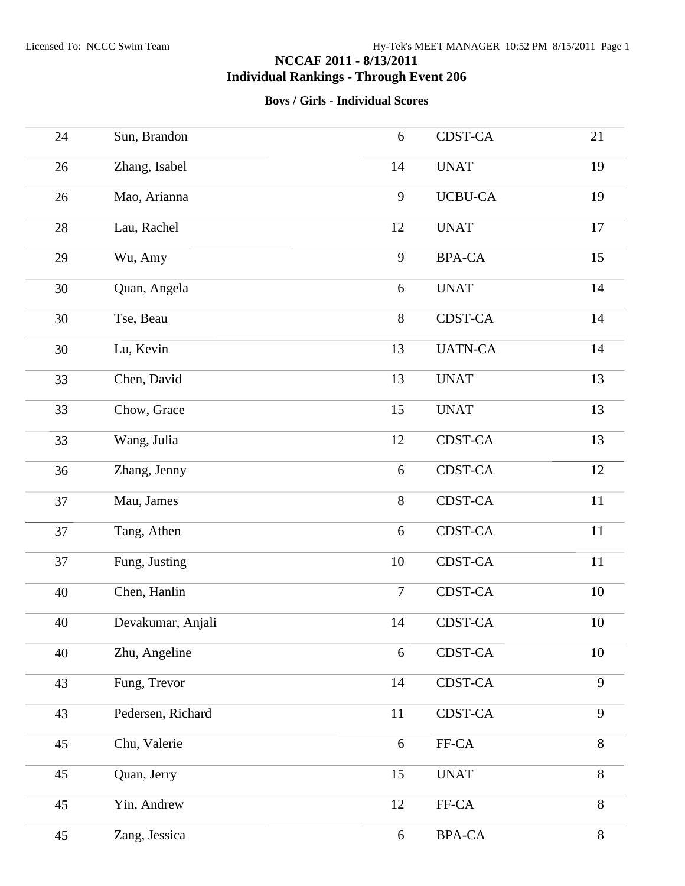# NCCAF 2011 - 8/13/2011

## Individual Rankings - Through Event 206

### Boys / Girls - Individual Scores

| | | | | |
|---|---|---|---|---|
| 24 | Sun, Brandon | 6 | CDST-CA | 21 |
| 26 | Zhang, Isabel | 14 | UNAT | 19 |
| 26 | Mao, Arianna | 9 | UCBU-CA | 19 |
| 28 | Lau, Rachel | 12 | UNAT | 17 |
| 29 | Wu, Amy | 9 | BPA-CA | 15 |
| 30 | Quan, Angela | 6 | UNAT | 14 |
| 30 | Tse, Beau | 8 | CDST-CA | 14 |
| 30 | Lu, Kevin | 13 | UATN-CA | 14 |
| 33 | Chen, David | 13 | UNAT | 13 |
| 33 | Chow, Grace | 15 | UNAT | 13 |
| 33 | Wang, Julia | 12 | CDST-CA | 13 |
| 36 | Zhang, Jenny | 6 | CDST-CA | 12 |
| 37 | Mau, James | 8 | CDST-CA | 11 |
| 37 | Tang, Athen | 6 | CDST-CA | 11 |
| 37 | Fung, Justing | 10 | CDST-CA | 11 |
| 40 | Chen, Hanlin | 7 | CDST-CA | 10 |
| 40 | Devakumar, Anjali | 14 | CDST-CA | 10 |
| 40 | Zhu, Angeline | 6 | CDST-CA | 10 |
| 43 | Fung, Trevor | 14 | CDST-CA | 9 |
| 43 | Pedersen, Richard | 11 | CDST-CA | 9 |
| 45 | Chu, Valerie | 6 | FF-CA | 8 |
| 45 | Quan, Jerry | 15 | UNAT | 8 |
| 45 | Yin, Andrew | 12 | FF-CA | 8 |
| 45 | Zang, Jessica | 6 | BPA-CA | 8 |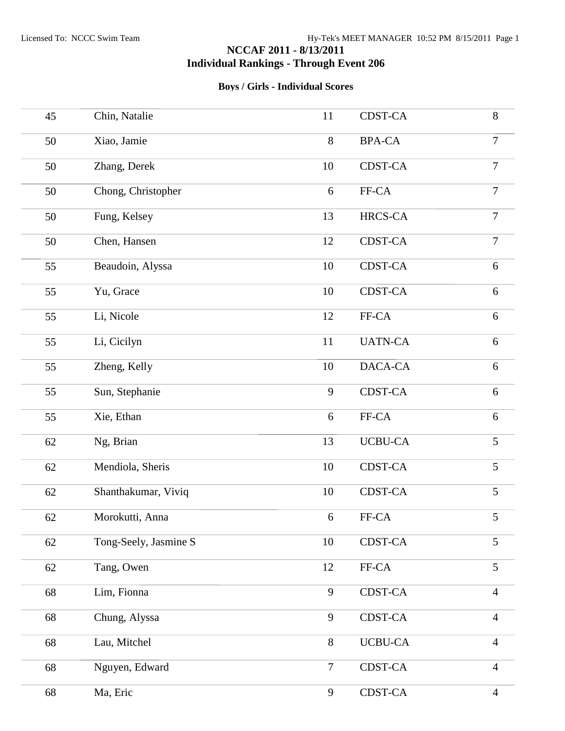# NCCAF 2011 - 8/13/2011
## Individual Rankings - Through Event 206

### Boys / Girls - Individual Scores

| | | | | |
|---|---|---|---|---|
| 45 | Chin, Natalie | 11 | CDST-CA | 8 |
| 50 | Xiao, Jamie | 8 | BPA-CA | 7 |
| 50 | Zhang, Derek | 10 | CDST-CA | 7 |
| 50 | Chong, Christopher | 6 | FF-CA | 7 |
| 50 | Fung, Kelsey | 13 | HRCS-CA | 7 |
| 50 | Chen, Hansen | 12 | CDST-CA | 7 |
| 55 | Beaudoin, Alyssa | 10 | CDST-CA | 6 |
| 55 | Yu, Grace | 10 | CDST-CA | 6 |
| 55 | Li, Nicole | 12 | FF-CA | 6 |
| 55 | Li, Cicilyn | 11 | UATN-CA | 6 |
| 55 | Zheng, Kelly | 10 | DACA-CA | 6 |
| 55 | Sun, Stephanie | 9 | CDST-CA | 6 |
| 55 | Xie, Ethan | 6 | FF-CA | 6 |
| 62 | Ng, Brian | 13 | UCBU-CA | 5 |
| 62 | Mendiola, Sheris | 10 | CDST-CA | 5 |
| 62 | Shanthakumar, Viviq | 10 | CDST-CA | 5 |
| 62 | Morokutti, Anna | 6 | FF-CA | 5 |
| 62 | Tong-Seely, Jasmine S | 10 | CDST-CA | 5 |
| 62 | Tang, Owen | 12 | FF-CA | 5 |
| 68 | Lim, Fionna | 9 | CDST-CA | 4 |
| 68 | Chung, Alyssa | 9 | CDST-CA | 4 |
| 68 | Lau, Mitchel | 8 | UCBU-CA | 4 |
| 68 | Nguyen, Edward | 7 | CDST-CA | 4 |
| 68 | Ma, Eric | 9 | CDST-CA | 4 |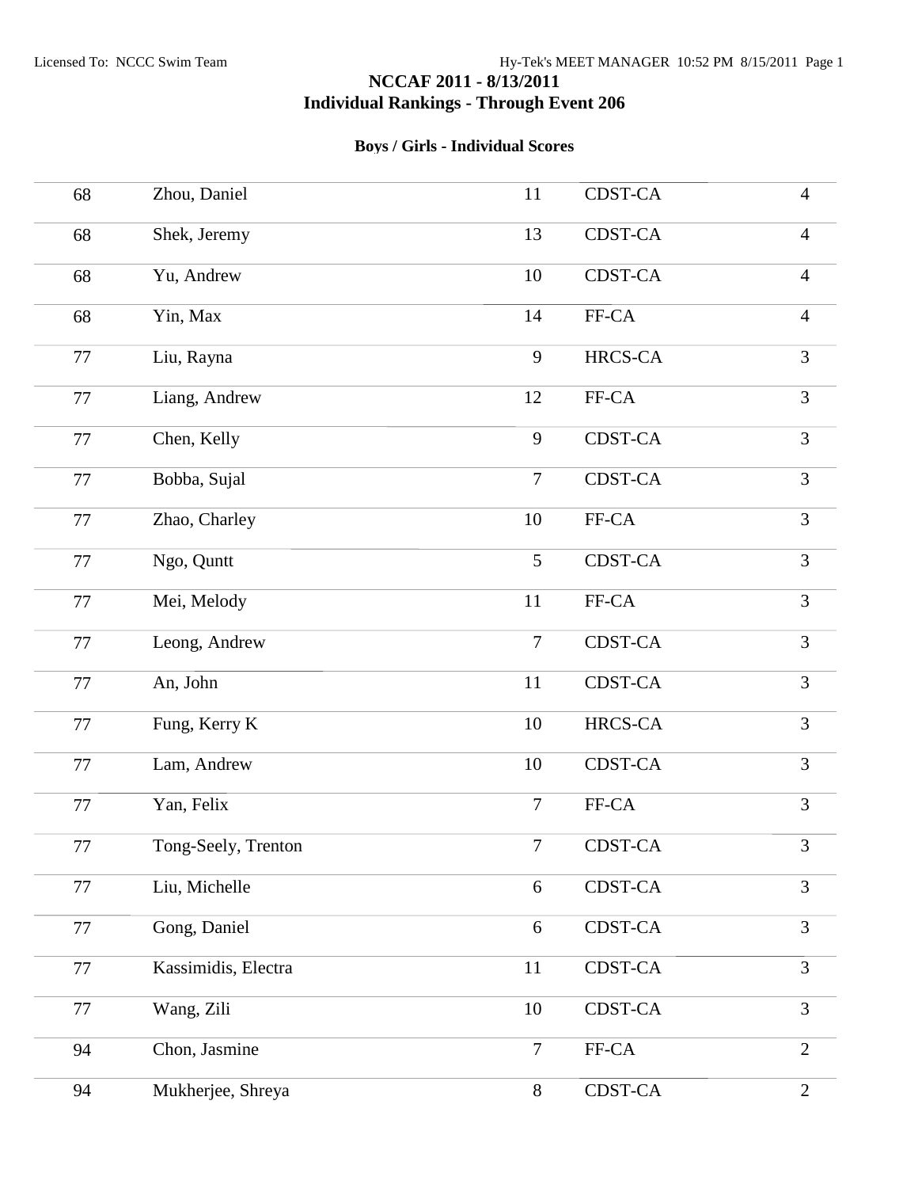# NCCAF 2011 - 8/13/2011

## Individual Rankings - Through Event 206

### Boys / Girls - Individual Scores

| | | | | |
|---|---|---|---|---|
| 68 | Zhou, Daniel | 11 | CDST-CA | 4 |
| 68 | Shek, Jeremy | 13 | CDST-CA | 4 |
| 68 | Yu, Andrew | 10 | CDST-CA | 4 |
| 68 | Yin, Max | 14 | FF-CA | 4 |
| 77 | Liu, Rayna | 9 | HRCS-CA | 3 |
| 77 | Liang, Andrew | 12 | FF-CA | 3 |
| 77 | Chen, Kelly | 9 | CDST-CA | 3 |
| 77 | Bobba, Sujal | 7 | CDST-CA | 3 |
| 77 | Zhao, Charley | 10 | FF-CA | 3 |
| 77 | Ngo, Quntt | 5 | CDST-CA | 3 |
| 77 | Mei, Melody | 11 | FF-CA | 3 |
| 77 | Leong, Andrew | 7 | CDST-CA | 3 |
| 77 | An, John | 11 | CDST-CA | 3 |
| 77 | Fung, Kerry K | 10 | HRCS-CA | 3 |
| 77 | Lam, Andrew | 10 | CDST-CA | 3 |
| 77 | Yan, Felix | 7 | FF-CA | 3 |
| 77 | Tong-Seely, Trenton | 7 | CDST-CA | 3 |
| 77 | Liu, Michelle | 6 | CDST-CA | 3 |
| 77 | Gong, Daniel | 6 | CDST-CA | 3 |
| 77 | Kassimidis, Electra | 11 | CDST-CA | 3 |
| 77 | Wang, Zili | 10 | CDST-CA | 3 |
| 94 | Chon, Jasmine | 7 | FF-CA | 2 |
| 94 | Mukherjee, Shreya | 8 | CDST-CA | 2 |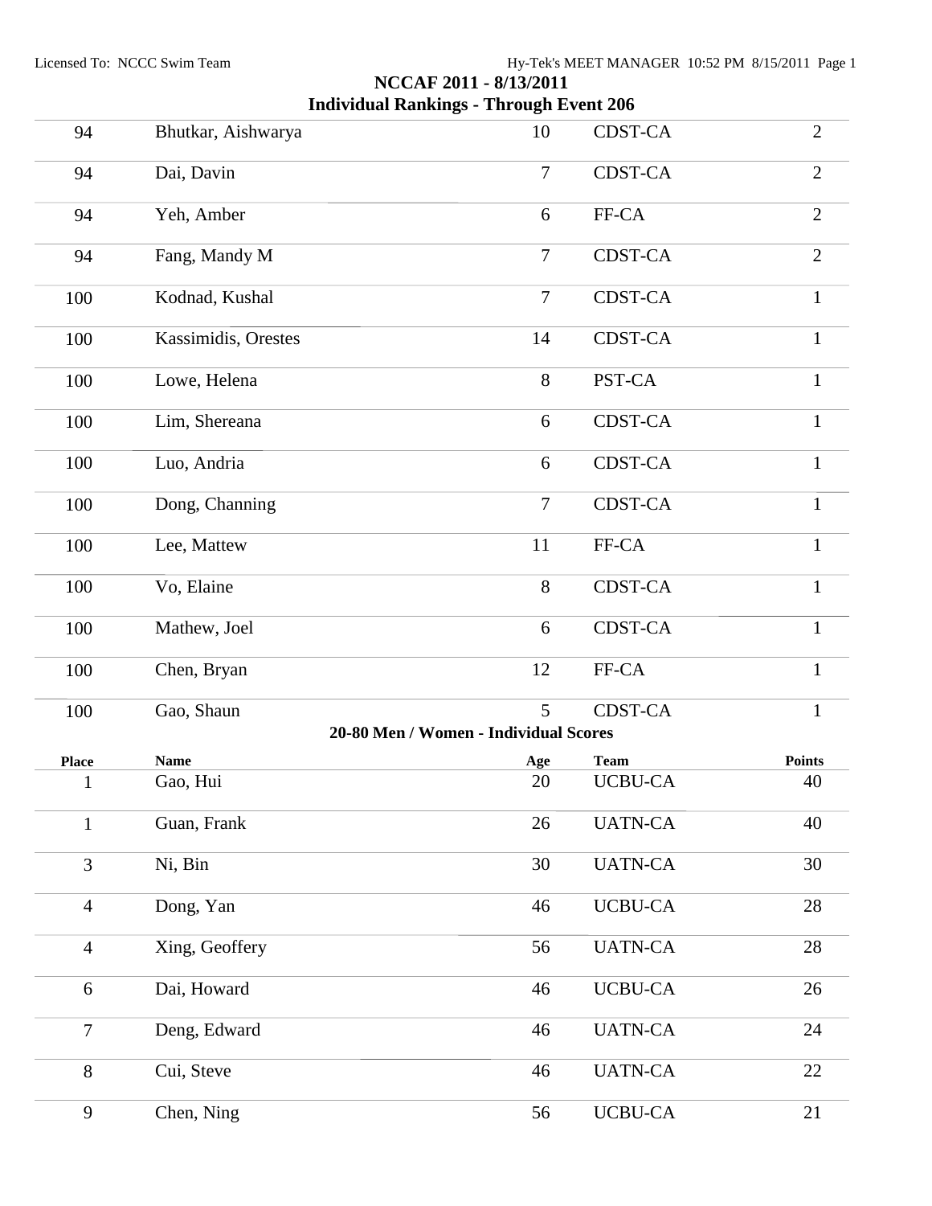## NCCAF 2011 - 8/13/2011

### Individual Rankings - Through Event 206

| | | | | |
|---|---|---|---|---|
| 94 | Bhutkar, Aishwarya | 10 | CDST-CA | 2 |
| 94 | Dai, Davin | 7 | CDST-CA | 2 |
| 94 | Yeh, Amber | 6 | FF-CA | 2 |
| 94 | Fang, Mandy M | 7 | CDST-CA | 2 |
| 100 | Kodnad, Kushal | 7 | CDST-CA | 1 |
| 100 | Kassimidis, Orestes | 14 | CDST-CA | 1 |
| 100 | Lowe, Helena | 8 | PST-CA | 1 |
| 100 | Lim, Shereana | 6 | CDST-CA | 1 |
| 100 | Luo, Andria | 6 | CDST-CA | 1 |
| 100 | Dong, Channing | 7 | CDST-CA | 1 |
| 100 | Lee, Mattew | 11 | FF-CA | 1 |
| 100 | Vo, Elaine | 8 | CDST-CA | 1 |
| 100 | Mathew, Joel | 6 | CDST-CA | 1 |
| 100 | Chen, Bryan | 12 | FF-CA | 1 |
| 100 | Gao, Shaun | 5 | CDST-CA | 1 |

### 20-80 Men / Women - Individual Scores

| Place | Name | Age | Team | Points |
|---|---|---|---|---|
| 1 | Gao, Hui | 20 | UCBU-CA | 40 |
| 1 | Guan, Frank | 26 | UATN-CA | 40 |
| 3 | Ni, Bin | 30 | UATN-CA | 30 |
| 4 | Dong, Yan | 46 | UCBU-CA | 28 |
| 4 | Xing, Geoffery | 56 | UATN-CA | 28 |
| 6 | Dai, Howard | 46 | UCBU-CA | 26 |
| 7 | Deng, Edward | 46 | UATN-CA | 24 |
| 8 | Cui, Steve | 46 | UATN-CA | 22 |
| 9 | Chen, Ning | 56 | UCBU-CA | 21 |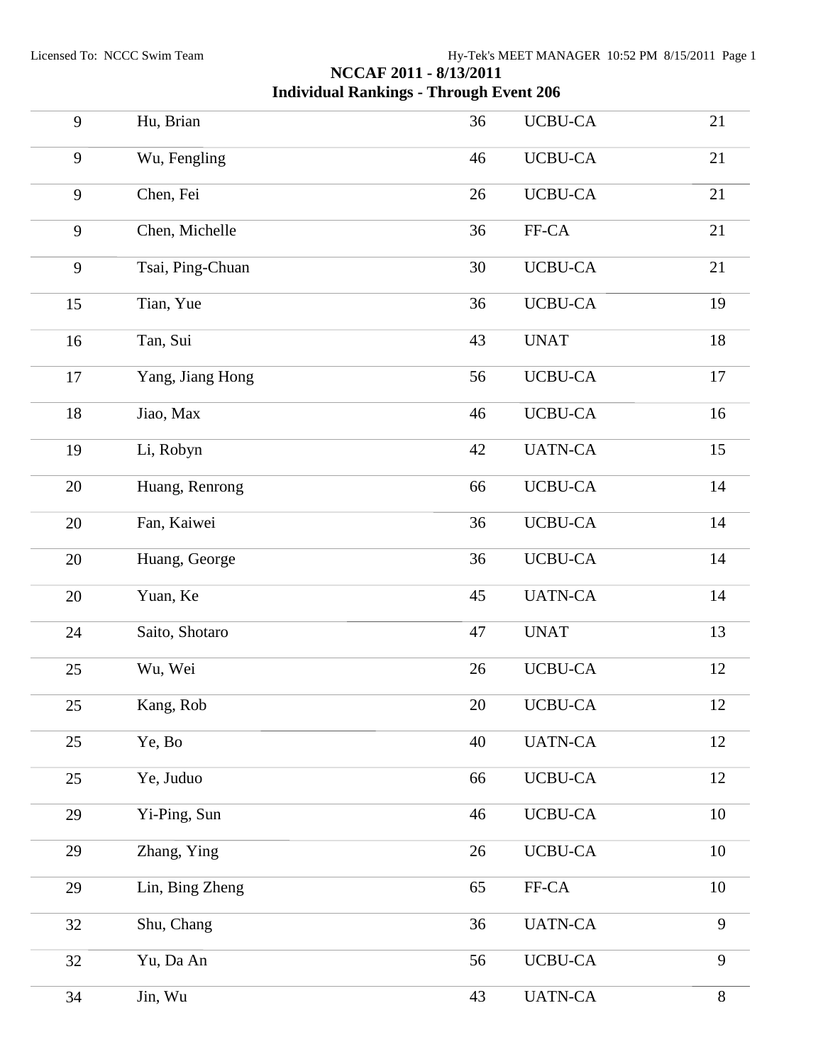## NCCAF 2011 - 8/13/2011

### Individual Rankings - Through Event 206

| | | | | |
|---|---|---|---|---|
| 9 | Hu, Brian | 36 | UCBU-CA | 21 |
| 9 | Wu, Fengling | 46 | UCBU-CA | 21 |
| 9 | Chen, Fei | 26 | UCBU-CA | 21 |
| 9 | Chen, Michelle | 36 | FF-CA | 21 |
| 9 | Tsai, Ping-Chuan | 30 | UCBU-CA | 21 |
| 15 | Tian, Yue | 36 | UCBU-CA | 19 |
| 16 | Tan, Sui | 43 | UNAT | 18 |
| 17 | Yang, Jiang Hong | 56 | UCBU-CA | 17 |
| 18 | Jiao, Max | 46 | UCBU-CA | 16 |
| 19 | Li, Robyn | 42 | UATN-CA | 15 |
| 20 | Huang, Renrong | 66 | UCBU-CA | 14 |
| 20 | Fan, Kaiwei | 36 | UCBU-CA | 14 |
| 20 | Huang, George | 36 | UCBU-CA | 14 |
| 20 | Yuan, Ke | 45 | UATN-CA | 14 |
| 24 | Saito, Shotaro | 47 | UNAT | 13 |
| 25 | Wu, Wei | 26 | UCBU-CA | 12 |
| 25 | Kang, Rob | 20 | UCBU-CA | 12 |
| 25 | Ye, Bo | 40 | UATN-CA | 12 |
| 25 | Ye, Juduo | 66 | UCBU-CA | 12 |
| 29 | Yi-Ping, Sun | 46 | UCBU-CA | 10 |
| 29 | Zhang, Ying | 26 | UCBU-CA | 10 |
| 29 | Lin, Bing Zheng | 65 | FF-CA | 10 |
| 32 | Shu, Chang | 36 | UATN-CA | 9 |
| 32 | Yu, Da An | 56 | UCBU-CA | 9 |
| 34 | Jin, Wu | 43 | UATN-CA | 8 |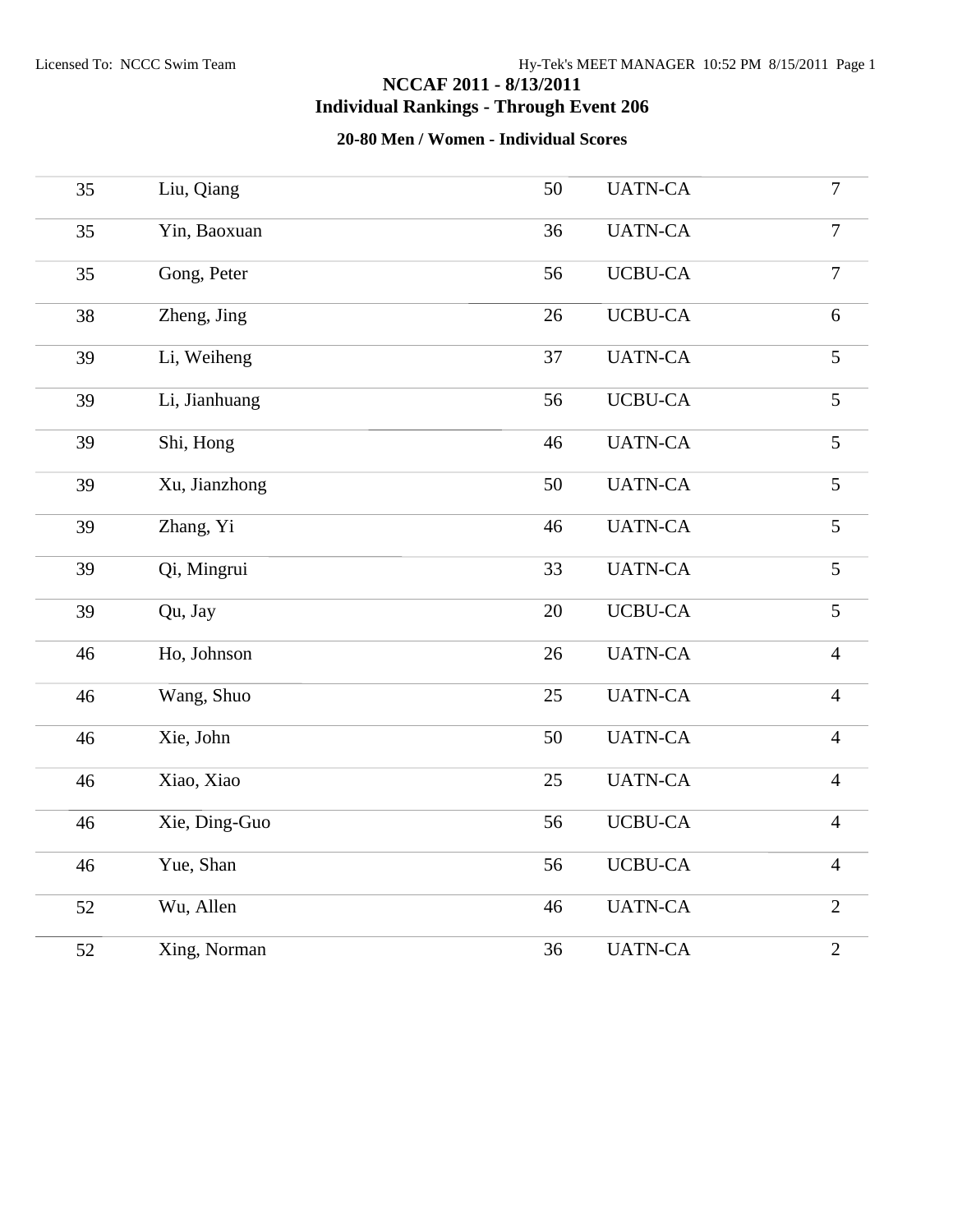## NCCAF 2011 - 8/13/2011
## Individual Rankings - Through Event 206

### 20-80 Men / Women - Individual Scores

| | | | | |
|---|---|---|---|---|
| 35 | Liu, Qiang | 50 | UATN-CA | 7 |
| 35 | Yin, Baoxuan | 36 | UATN-CA | 7 |
| 35 | Gong, Peter | 56 | UCBU-CA | 7 |
| 38 | Zheng, Jing | 26 | UCBU-CA | 6 |
| 39 | Li, Weiheng | 37 | UATN-CA | 5 |
| 39 | Li, Jianhuang | 56 | UCBU-CA | 5 |
| 39 | Shi, Hong | 46 | UATN-CA | 5 |
| 39 | Xu, Jianzhong | 50 | UATN-CA | 5 |
| 39 | Zhang, Yi | 46 | UATN-CA | 5 |
| 39 | Qi, Mingrui | 33 | UATN-CA | 5 |
| 39 | Qu, Jay | 20 | UCBU-CA | 5 |
| 46 | Ho, Johnson | 26 | UATN-CA | 4 |
| 46 | Wang, Shuo | 25 | UATN-CA | 4 |
| 46 | Xie, John | 50 | UATN-CA | 4 |
| 46 | Xiao, Xiao | 25 | UATN-CA | 4 |
| 46 | Xie, Ding-Guo | 56 | UCBU-CA | 4 |
| 46 | Yue, Shan | 56 | UCBU-CA | 4 |
| 52 | Wu, Allen | 46 | UATN-CA | 2 |
| 52 | Xing, Norman | 36 | UATN-CA | 2 |